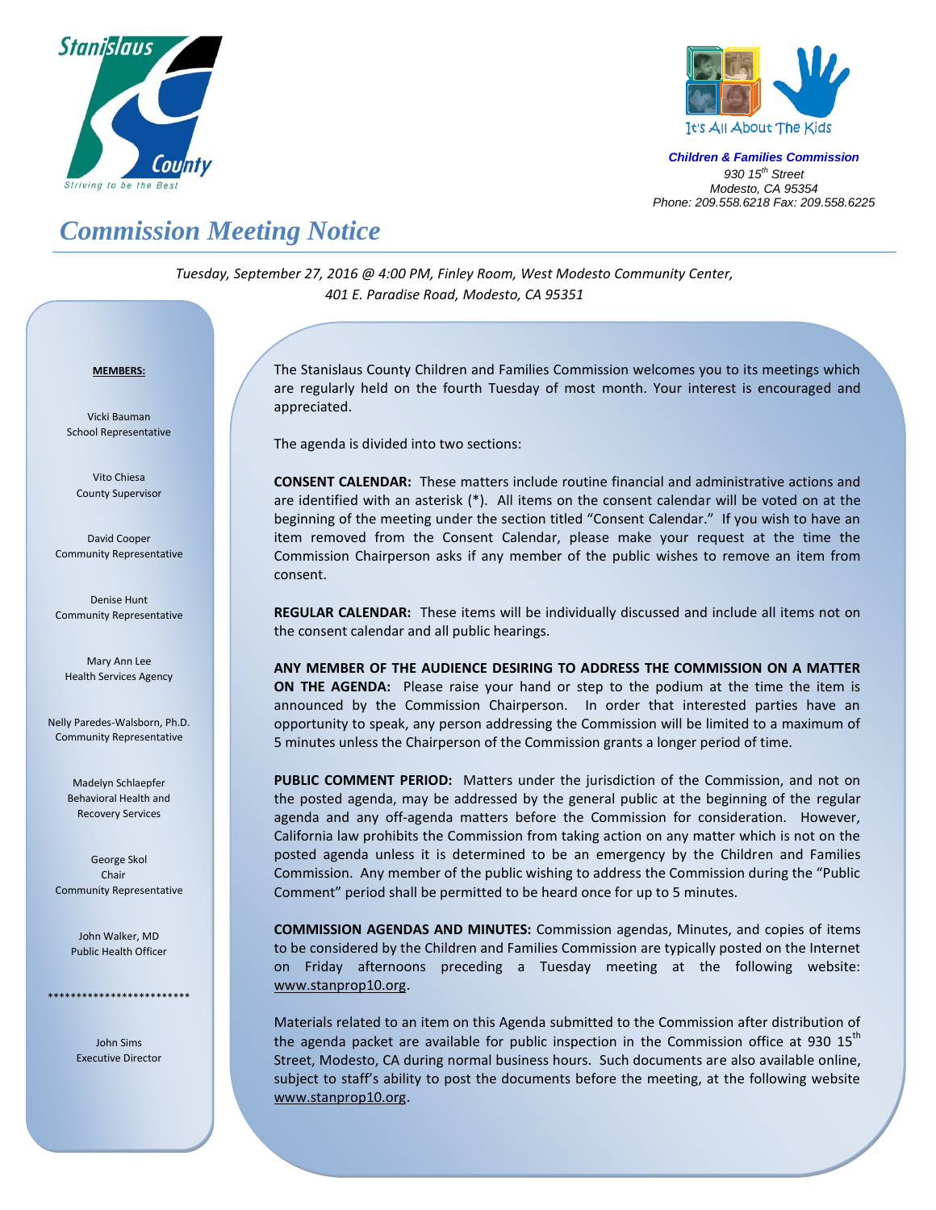Stanislaus County
Striving to be the Best

It's All About The Kids

***Children & Families Commission***
*930 15th Street*
*Modesto, CA 95354*
*Phone: 209.558.6218 Fax: 209.558.6225*

# *Commission Meeting Notice*

*Tuesday, September 27, 2016 @ 4:00 PM, Finley Room, West Modesto Community Center, 401 E. Paradise Road, Modesto, CA 95351*

**MEMBERS:**

Vicki Bauman
School Representative

Vito Chiesa
County Supervisor

David Cooper
Community Representative

Denise Hunt
Community Representative

Mary Ann Lee
Health Services Agency

Nelly Paredes-Walsborn, Ph.D.
Community Representative

Madelyn Schlaepfer
Behavioral Health and Recovery Services

George Skol
Chair
Community Representative

John Walker, MD
Public Health Officer

*************************

John Sims
Executive Director

The Stanislaus County Children and Families Commission welcomes you to its meetings which are regularly held on the fourth Tuesday of most month. Your interest is encouraged and appreciated.

The agenda is divided into two sections:

**CONSENT CALENDAR:** These matters include routine financial and administrative actions and are identified with an asterisk (*). All items on the consent calendar will be voted on at the beginning of the meeting under the section titled "Consent Calendar." If you wish to have an item removed from the Consent Calendar, please make your request at the time the Commission Chairperson asks if any member of the public wishes to remove an item from consent.

**REGULAR CALENDAR:** These items will be individually discussed and include all items not on the consent calendar and all public hearings.

**ANY MEMBER OF THE AUDIENCE DESIRING TO ADDRESS THE COMMISSION ON A MATTER ON THE AGENDA:** Please raise your hand or step to the podium at the time the item is announced by the Commission Chairperson. In order that interested parties have an opportunity to speak, any person addressing the Commission will be limited to a maximum of 5 minutes unless the Chairperson of the Commission grants a longer period of time.

**PUBLIC COMMENT PERIOD:** Matters under the jurisdiction of the Commission, and not on the posted agenda, may be addressed by the general public at the beginning of the regular agenda and any off-agenda matters before the Commission for consideration. However, California law prohibits the Commission from taking action on any matter which is not on the posted agenda unless it is determined to be an emergency by the Children and Families Commission. Any member of the public wishing to address the Commission during the "Public Comment" period shall be permitted to be heard once for up to 5 minutes.

**COMMISSION AGENDAS AND MINUTES:** Commission agendas, Minutes, and copies of items to be considered by the Children and Families Commission are typically posted on the Internet on Friday afternoons preceding a Tuesday meeting at the following website: www.stanprop10.org.

Materials related to an item on this Agenda submitted to the Commission after distribution of the agenda packet are available for public inspection in the Commission office at 930 15th Street, Modesto, CA during normal business hours. Such documents are also available online, subject to staff's ability to post the documents before the meeting, at the following website www.stanprop10.org.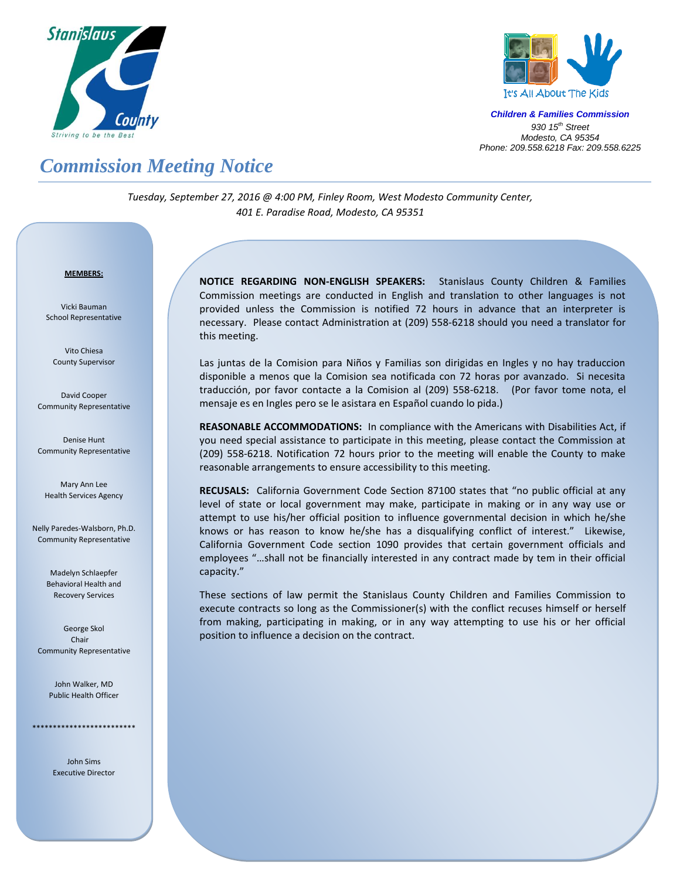**Stanislaus County**
*Striving to be the Best*

**It's All About The Kids**

***Children & Families Commission***
*930 15th Street*
*Modesto, CA 95354*
*Phone: 209.558.6218 Fax: 209.558.6225*

# *Commission Meeting Notice*

*Tuesday, September 27, 2016 @ 4:00 PM, Finley Room, West Modesto Community Center, 401 E. Paradise Road, Modesto, CA 95351*

**MEMBERS:**

Vicki Bauman
School Representative

Vito Chiesa
County Supervisor

David Cooper
Community Representative

Denise Hunt
Community Representative

Mary Ann Lee
Health Services Agency

Nelly Paredes-Walsborn, Ph.D.
Community Representative

Madelyn Schlaepfer
Behavioral Health and Recovery Services

George Skol
Chair
Community Representative

John Walker, MD
Public Health Officer

*************************

John Sims
Executive Director

**NOTICE REGARDING NON-ENGLISH SPEAKERS:** Stanislaus County Children & Families Commission meetings are conducted in English and translation to other languages is not provided unless the Commission is notified 72 hours in advance that an interpreter is necessary. Please contact Administration at (209) 558-6218 should you need a translator for this meeting.

Las juntas de la Comision para Niños y Familias son dirigidas en Ingles y no hay traduccion disponible a menos que la Comision sea notificada con 72 horas por avanzado. Si necesita traducción, por favor contacte a la Comision al (209) 558-6218. (Por favor tome nota, el mensaje es en Ingles pero se le asistara en Español cuando lo pida.)

**REASONABLE ACCOMMODATIONS:** In compliance with the Americans with Disabilities Act, if you need special assistance to participate in this meeting, please contact the Commission at (209) 558-6218. Notification 72 hours prior to the meeting will enable the County to make reasonable arrangements to ensure accessibility to this meeting.

**RECUSALS:** California Government Code Section 87100 states that "no public official at any level of state or local government may make, participate in making or in any way use or attempt to use his/her official position to influence governmental decision in which he/she knows or has reason to know he/she has a disqualifying conflict of interest." Likewise, California Government Code section 1090 provides that certain government officials and employees "…shall not be financially interested in any contract made by tem in their official capacity."

These sections of law permit the Stanislaus County Children and Families Commission to execute contracts so long as the Commissioner(s) with the conflict recuses himself or herself from making, participating in making, or in any way attempting to use his or her official position to influence a decision on the contract.